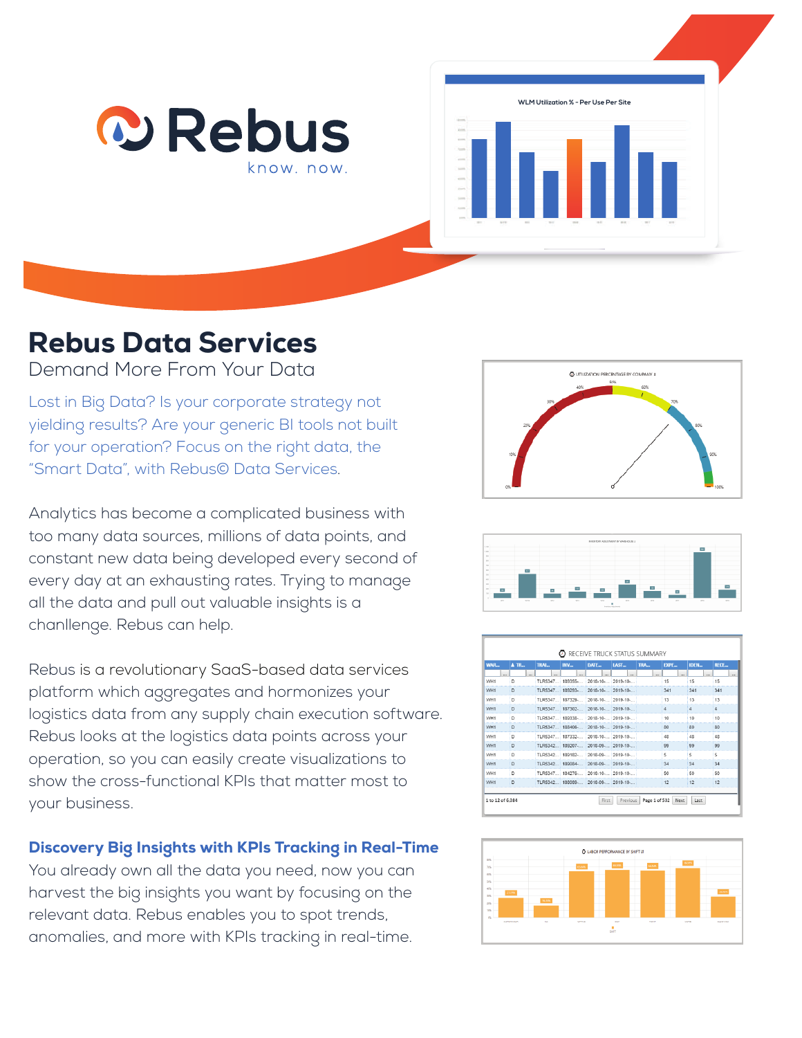# Rebus Data Services

Demand More From Your Data

Lost in Big Data? Is your corporate strategy not yielding results? Are your generic BI tools not built for your operation? Focus on the right data, the "Smart Data", with Rebus© Data Services.

Analytics has become a complicated business with too many data sources, millions of data points, and constant new data being developed every second of every day at an exhausting rates. Trying to manage all the data and pull out valuable insights is a chanllenge. Rebus can help.

Rebus is a revolutionary SaaS-based data services platform which aggregates and hormonizes your logistics data from any supply chain execution software. Rebus looks at the logistics data points across your operation, so you can easily create visualizations to show the cross-functional KPIs that matter most to your business.

## Discovery Big Insights with KPIs Tracking in Real-Time

You already own all the data you need, now you can harvest the big insights you want by focusing on the relevant data. Rebus enables you to spot trends, anomalies, and more with KPIs tracking in real-time.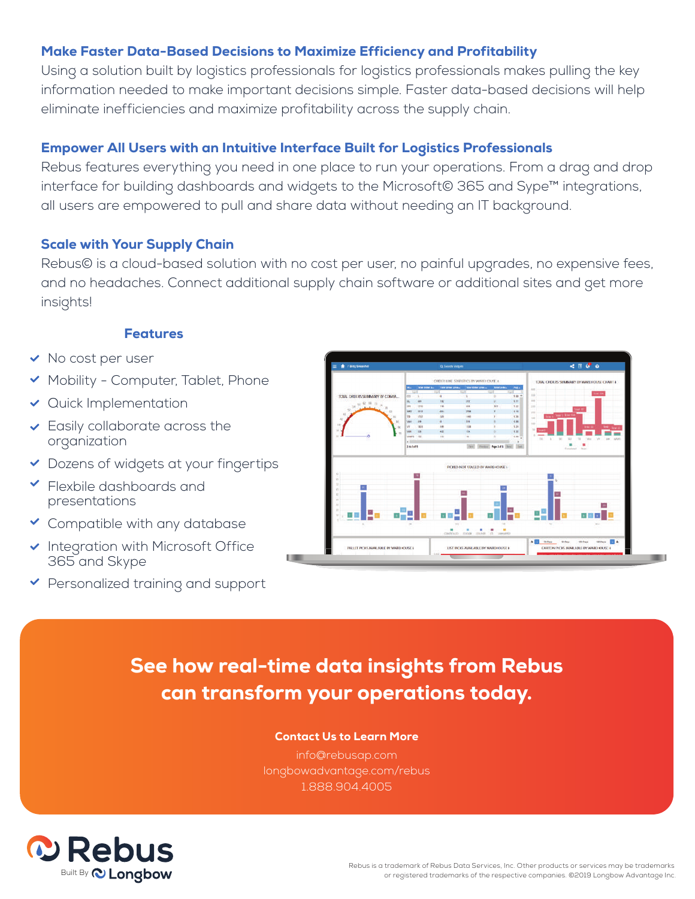## Make Faster Data-Based Decisions to Maximize Efficiency and Profitability

Using a solution built by logistics professionals for logistics professionals makes pulling the key information needed to make important decisions simple. Faster data-based decisions will help eliminate inefficiencies and maximize profitability across the supply chain.

## Empower All Users with an Intuitive Interface Built for Logistics Professionals

Rebus features everything you need in one place to run your operations. From a drag and drop interface for building dashboards and widgets to the Microsoft© 365 and Sype™ integrations, all users are empowered to pull and share data without needing an IT background.

## Scale with Your Supply Chain

Rebus© is a cloud-based solution with no cost per user, no painful upgrades, no expensive fees, and no headaches. Connect additional supply chain software or additional sites and get more insights!

### Features

- No cost per user
- Mobility - Computer, Tablet, Phone
- Quick Implementation
- Easily collaborate across the organization
- Dozens of widgets at your fingertips
- Flexbile dashboards and presentations
- Compatible with any database
- Integration with Microsoft Office 365 and Skype
- Personalized training and support

## See how real-time data insights from Rebus can transform your operations today.

**Contact Us to Learn More**

info@rebusap.com
longbowadvantage.com/rebus
1.888.904.4005

Rebus
Built By Longbow

Rebus is a trademark of Rebus Data Services, Inc. Other products or services may be trademarks or registered trademarks of the respective companies. ©2019 Longbow Advantage Inc.